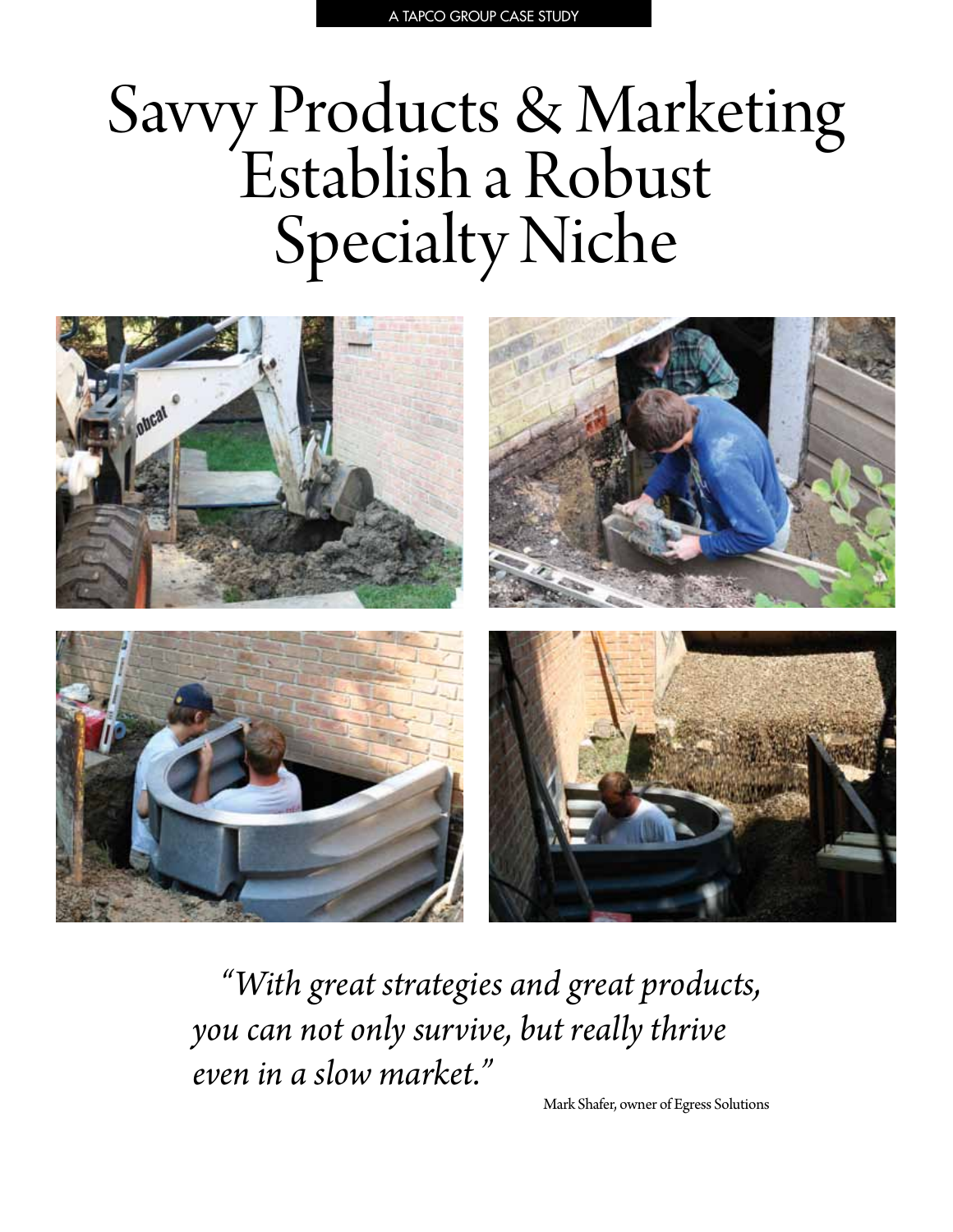A TAPCO GROUP CASE STUDY

# Savvy Products & Marketing Establish a Robust Specialty Niche

*"With great strategies and great products, you can not only survive, but really thrive even in a slow market."*

Mark Shafer, owner of Egress Solutions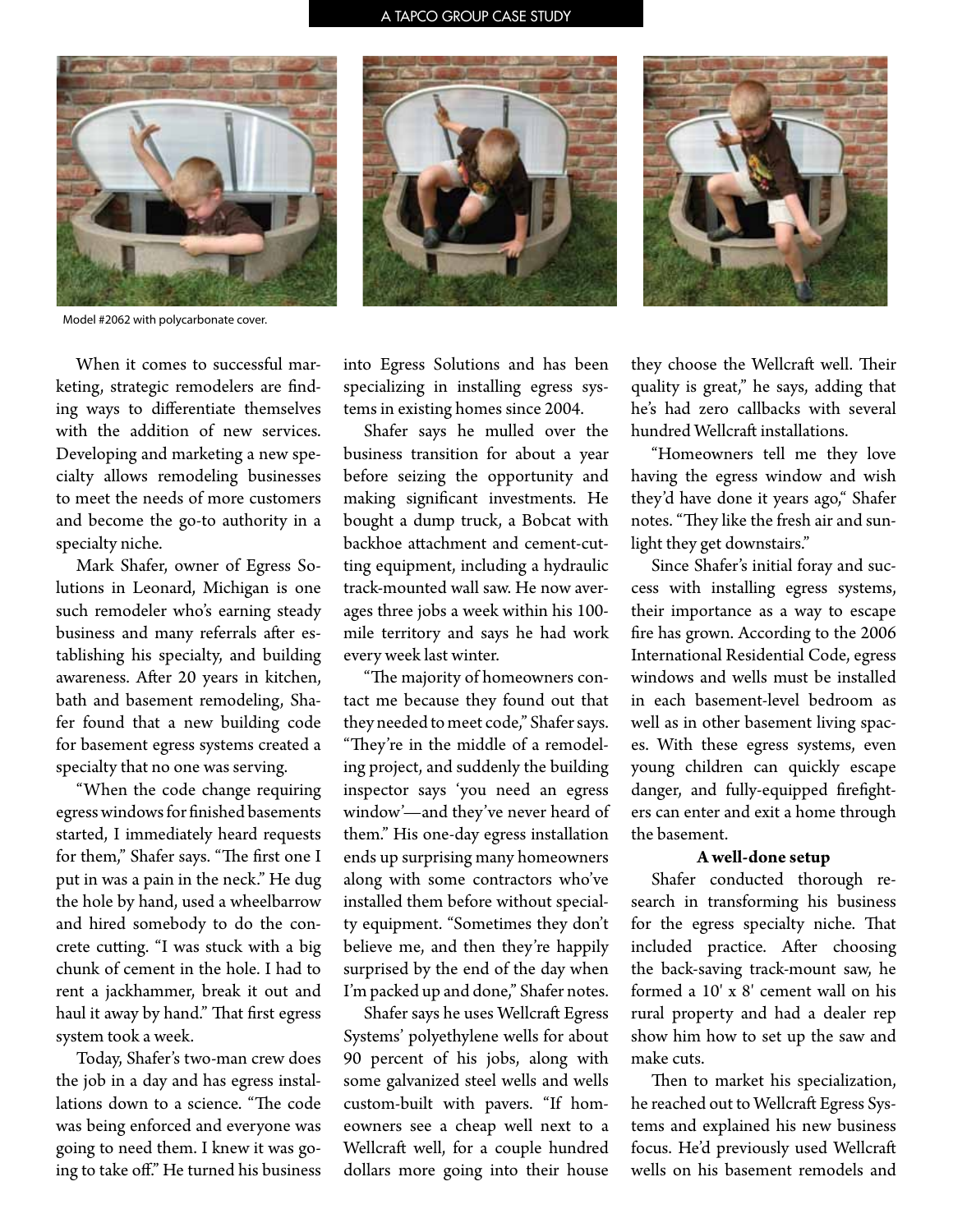Model #2062 with polycarbonate cover.

When it comes to successful marketing, strategic remodelers are finding ways to differentiate themselves with the addition of new services. Developing and marketing a new specialty allows remodeling businesses to meet the needs of more customers and become the go-to authority in a specialty niche.

Mark Shafer, owner of Egress Solutions in Leonard, Michigan is one such remodeler who's earning steady business and many referrals after establishing his specialty, and building awareness. After 20 years in kitchen, bath and basement remodeling, Shafer found that a new building code for basement egress systems created a specialty that no one was serving.

"When the code change requiring egress windows for finished basements started, I immediately heard requests for them," Shafer says. "The first one I put in was a pain in the neck." He dug the hole by hand, used a wheelbarrow and hired somebody to do the concrete cutting. "I was stuck with a big chunk of cement in the hole. I had to rent a jackhammer, break it out and haul it away by hand." That first egress system took a week.

Today, Shafer's two-man crew does the job in a day and has egress installations down to a science. "The code was being enforced and everyone was going to need them. I knew it was going to take off." He turned his business into Egress Solutions and has been specializing in installing egress systems in existing homes since 2004.

Shafer says he mulled over the business transition for about a year before seizing the opportunity and making significant investments. He bought a dump truck, a Bobcat with backhoe attachment and cement-cutting equipment, including a hydraulic track-mounted wall saw. He now averages three jobs a week within his 100-mile territory and says he had work every week last winter.

"The majority of homeowners contact me because they found out that they needed to meet code," Shafer says. "They're in the middle of a remodeling project, and suddenly the building inspector says 'you need an egress window'—and they've never heard of them." His one-day egress installation ends up surprising many homeowners along with some contractors who've installed them before without specialty equipment. "Sometimes they don't believe me, and then they're happily surprised by the end of the day when I'm packed up and done," Shafer notes.

Shafer says he uses Wellcraft Egress Systems' polyethylene wells for about 90 percent of his jobs, along with some galvanized steel wells and wells custom-built with pavers. "If homeowners see a cheap well next to a Wellcraft well, for a couple hundred dollars more going into their house they choose the Wellcraft well. Their quality is great," he says, adding that he's had zero callbacks with several hundred Wellcraft installations.

"Homeowners tell me they love having the egress window and wish they'd have done it years ago," Shafer notes. "They like the fresh air and sunlight they get downstairs."

Since Shafer's initial foray and success with installing egress systems, their importance as a way to escape fire has grown. According to the 2006 International Residential Code, egress windows and wells must be installed in each basement-level bedroom as well as in other basement living spaces. With these egress systems, even young children can quickly escape danger, and fully-equipped firefighters can enter and exit a home through the basement.

**A well-done setup**

Shafer conducted thorough research in transforming his business for the egress specialty niche. That included practice. After choosing the back-saving track-mount saw, he formed a 10' x 8' cement wall on his rural property and had a dealer rep show him how to set up the saw and make cuts.

Then to market his specialization, he reached out to Wellcraft Egress Systems and explained his new business focus. He'd previously used Wellcraft wells on his basement remodels and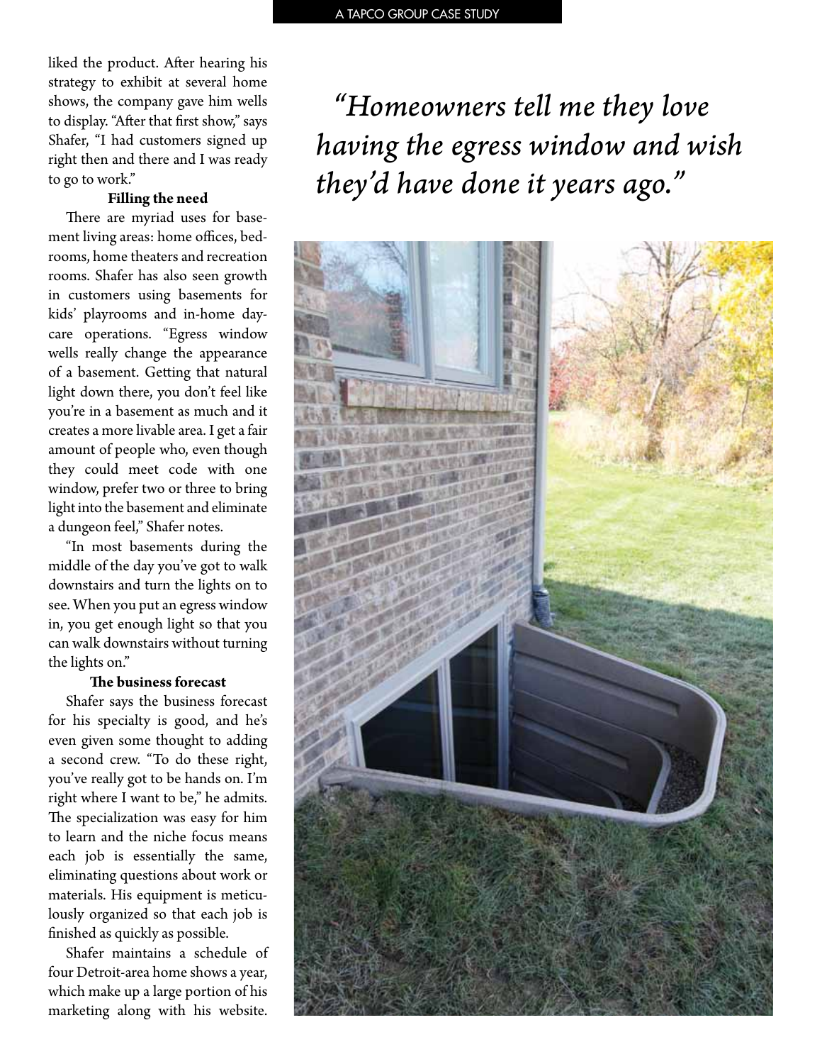liked the product. After hearing his strategy to exhibit at several home shows, the company gave him wells to display. "After that first show," says Shafer, "I had customers signed up right then and there and I was ready to go to work."

**Filling the need**

There are myriad uses for basement living areas: home offices, bedrooms, home theaters and recreation rooms. Shafer has also seen growth in customers using basements for kids' playrooms and in-home daycare operations. "Egress window wells really change the appearance of a basement. Getting that natural light down there, you don't feel like you're in a basement as much and it creates a more livable area. I get a fair amount of people who, even though they could meet code with one window, prefer two or three to bring light into the basement and eliminate a dungeon feel," Shafer notes.

"In most basements during the middle of the day you've got to walk downstairs and turn the lights on to see. When you put an egress window in, you get enough light so that you can walk downstairs without turning the lights on."

**The business forecast**

Shafer says the business forecast for his specialty is good, and he's even given some thought to adding a second crew. "To do these right, you've really got to be hands on. I'm right where I want to be," he admits. The specialization was easy for him to learn and the niche focus means each job is essentially the same, eliminating questions about work or materials. His equipment is meticulously organized so that each job is finished as quickly as possible.

Shafer maintains a schedule of four Detroit-area home shows a year, which make up a large portion of his marketing along with his website.

*"Homeowners tell me they love having the egress window and wish they'd have done it years ago."*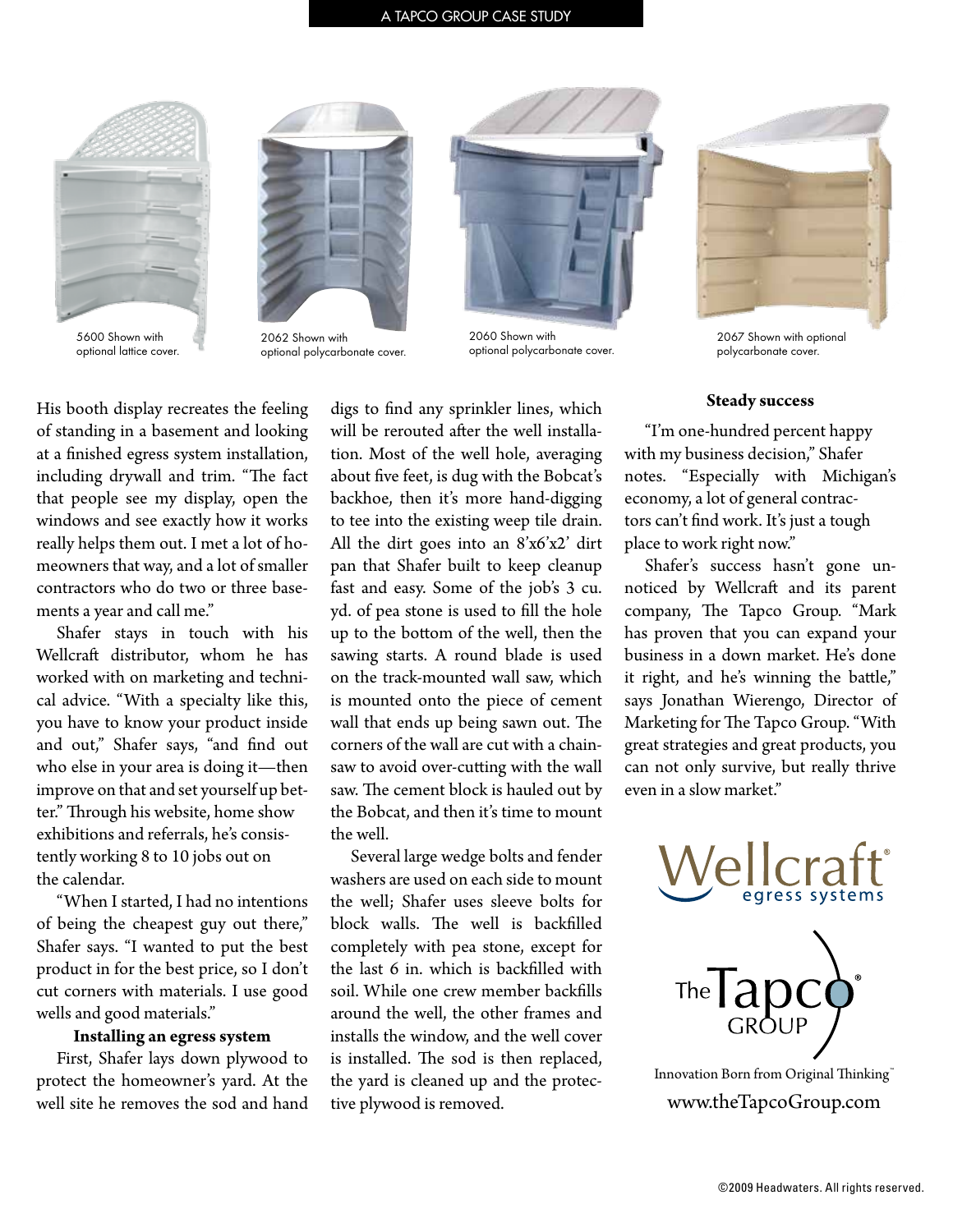5600 Shown with optional lattice cover.

2062 Shown with optional polycarbonate cover.

2060 Shown with optional polycarbonate cover.

2067 Shown with optional polycarbonate cover.

His booth display recreates the feeling of standing in a basement and looking at a finished egress system installation, including drywall and trim. "The fact that people see my display, open the windows and see exactly how it works really helps them out. I met a lot of homeowners that way, and a lot of smaller contractors who do two or three basements a year and call me."

Shafer stays in touch with his Wellcraft distributor, whom he has worked with on marketing and technical advice. "With a specialty like this, you have to know your product inside and out," Shafer says, "and find out who else in your area is doing it—then improve on that and set yourself up better." Through his website, home show exhibitions and referrals, he's consistently working 8 to 10 jobs out on the calendar.

"When I started, I had no intentions of being the cheapest guy out there," Shafer says. "I wanted to put the best product in for the best price, so I don't cut corners with materials. I use good wells and good materials."

**Installing an egress system**

First, Shafer lays down plywood to protect the homeowner's yard. At the well site he removes the sod and hand digs to find any sprinkler lines, which will be rerouted after the well installation. Most of the well hole, averaging about five feet, is dug with the Bobcat's backhoe, then it's more hand-digging to tee into the existing weep tile drain. All the dirt goes into an 8'x6'x2' dirt pan that Shafer built to keep cleanup fast and easy. Some of the job's 3 cu. yd. of pea stone is used to fill the hole up to the bottom of the well, then the sawing starts. A round blade is used on the track-mounted wall saw, which is mounted onto the piece of cement wall that ends up being sawn out. The corners of the wall are cut with a chainsaw to avoid over-cutting with the wall saw. The cement block is hauled out by the Bobcat, and then it's time to mount the well.

Several large wedge bolts and fender washers are used on each side to mount the well; Shafer uses sleeve bolts for block walls. The well is backfilled completely with pea stone, except for the last 6 in. which is backfilled with soil. While one crew member backfills around the well, the other frames and installs the window, and the well cover is installed. The sod is then replaced, the yard is cleaned up and the protective plywood is removed.

**Steady success**

"I'm one-hundred percent happy with my business decision," Shafer notes. "Especially with Michigan's economy, a lot of general contractors can't find work. It's just a tough place to work right now."

Shafer's success hasn't gone unnoticed by Wellcraft and its parent company, The Tapco Group. "Mark has proven that you can expand your business in a down market. He's done it right, and he's winning the battle," says Jonathan Wierengo, Director of Marketing for The Tapco Group. "With great strategies and great products, you can not only survive, but really thrive even in a slow market."

Wellcraft® egress systems

The Tapco® GROUP

Innovation Born from Original Thinking™

www.theTapcoGroup.com

©2009 Headwaters. All rights reserved.